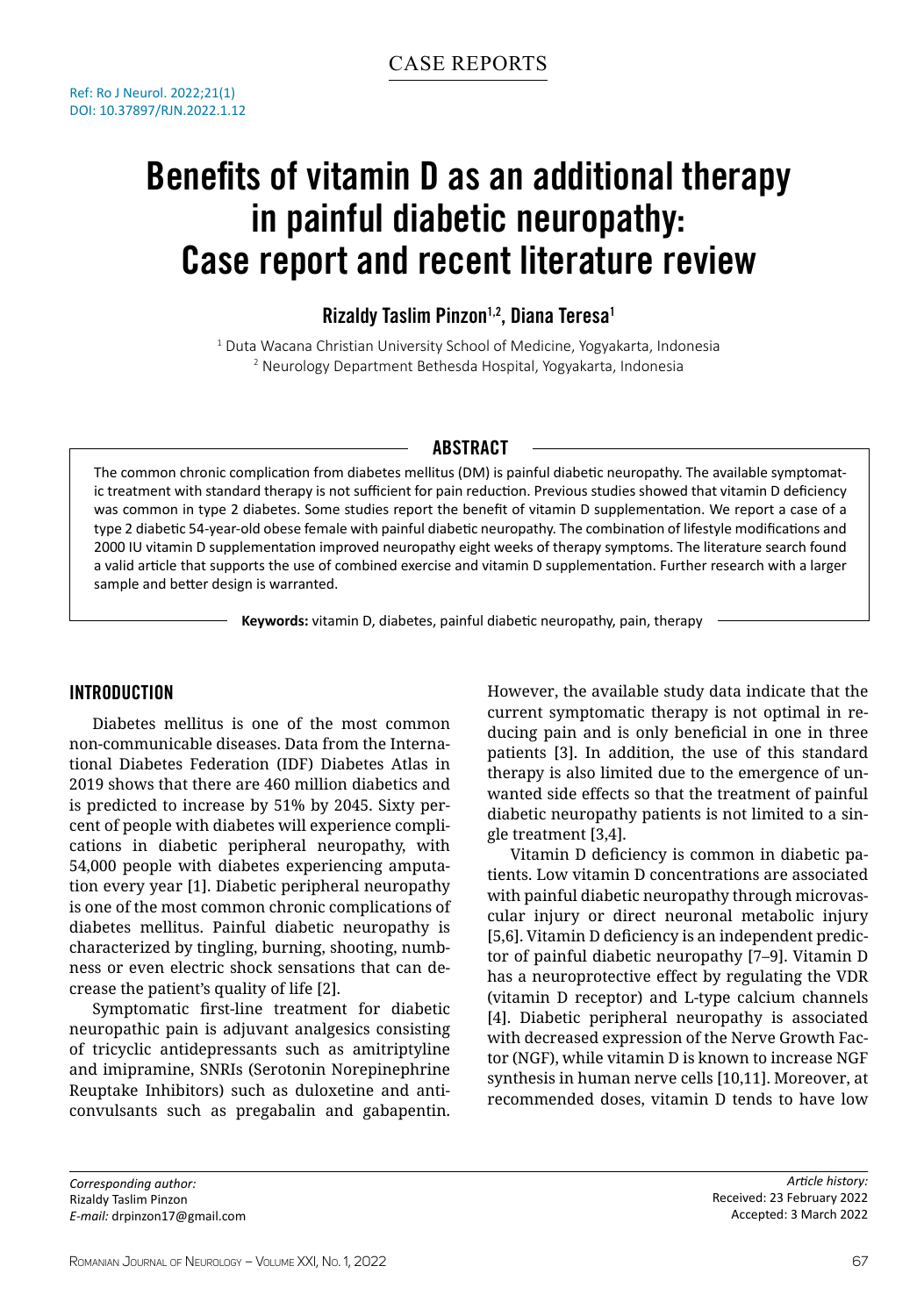CASE REPORTS

Ref: Ro J Neurol. 2022;21(1)
DOI: 10.37897/RJN.2022.1.12

# Benefits of vitamin D as an additional therapy in painful diabetic neuropathy: Case report and recent literature review

**Rizaldy Taslim Pinzon[1,2], Diana Teresa[1]**

[1] Duta Wacana Christian University School of Medicine, Yogyakarta, Indonesia
[2] Neurology Department Bethesda Hospital, Yogyakarta, Indonesia

## ABSTRACT

The common chronic complication from diabetes mellitus (DM) is painful diabetic neuropathy. The available symptomatic treatment with standard therapy is not sufficient for pain reduction. Previous studies showed that vitamin D deficiency was common in type 2 diabetes. Some studies report the benefit of vitamin D supplementation. We report a case of a type 2 diabetic 54-year-old obese female with painful diabetic neuropathy. The combination of lifestyle modifications and 2000 IU vitamin D supplementation improved neuropathy eight weeks of therapy symptoms. The literature search found a valid article that supports the use of combined exercise and vitamin D supplementation. Further research with a larger sample and better design is warranted.

**Keywords:** vitamin D, diabetes, painful diabetic neuropathy, pain, therapy

## INTRODUCTION

Diabetes mellitus is one of the most common non-communicable diseases. Data from the International Diabetes Federation (IDF) Diabetes Atlas in 2019 shows that there are 460 million diabetics and is predicted to increase by 51% by 2045. Sixty percent of people with diabetes will experience complications in diabetic peripheral neuropathy, with 54,000 people with diabetes experiencing amputation every year [1]. Diabetic peripheral neuropathy is one of the most common chronic complications of diabetes mellitus. Painful diabetic neuropathy is characterized by tingling, burning, shooting, numbness or even electric shock sensations that can decrease the patient's quality of life [2].

Symptomatic first-line treatment for diabetic neuropathic pain is adjuvant analgesics consisting of tricyclic antidepressants such as amitriptyline and imipramine, SNRIs (Serotonin Norepinephrine Reuptake Inhibitors) such as duloxetine and anticonvulsants such as pregabalin and gabapentin. However, the available study data indicate that the current symptomatic therapy is not optimal in reducing pain and is only beneficial in one in three patients [3]. In addition, the use of this standard therapy is also limited due to the emergence of unwanted side effects so that the treatment of painful diabetic neuropathy patients is not limited to a single treatment [3,4].

Vitamin D deficiency is common in diabetic patients. Low vitamin D concentrations are associated with painful diabetic neuropathy through microvascular injury or direct neuronal metabolic injury [5,6]. Vitamin D deficiency is an independent predictor of painful diabetic neuropathy [7–9]. Vitamin D has a neuroprotective effect by regulating the VDR (vitamin D receptor) and L-type calcium channels [4]. Diabetic peripheral neuropathy is associated with decreased expression of the Nerve Growth Factor (NGF), while vitamin D is known to increase NGF synthesis in human nerve cells [10,11]. Moreover, at recommended doses, vitamin D tends to have low

*Corresponding author:*
Rizaldy Taslim Pinzon
*E-mail:* drpinzon17@gmail.com

*Article history:*
Received: 23 February 2022
Accepted: 3 March 2022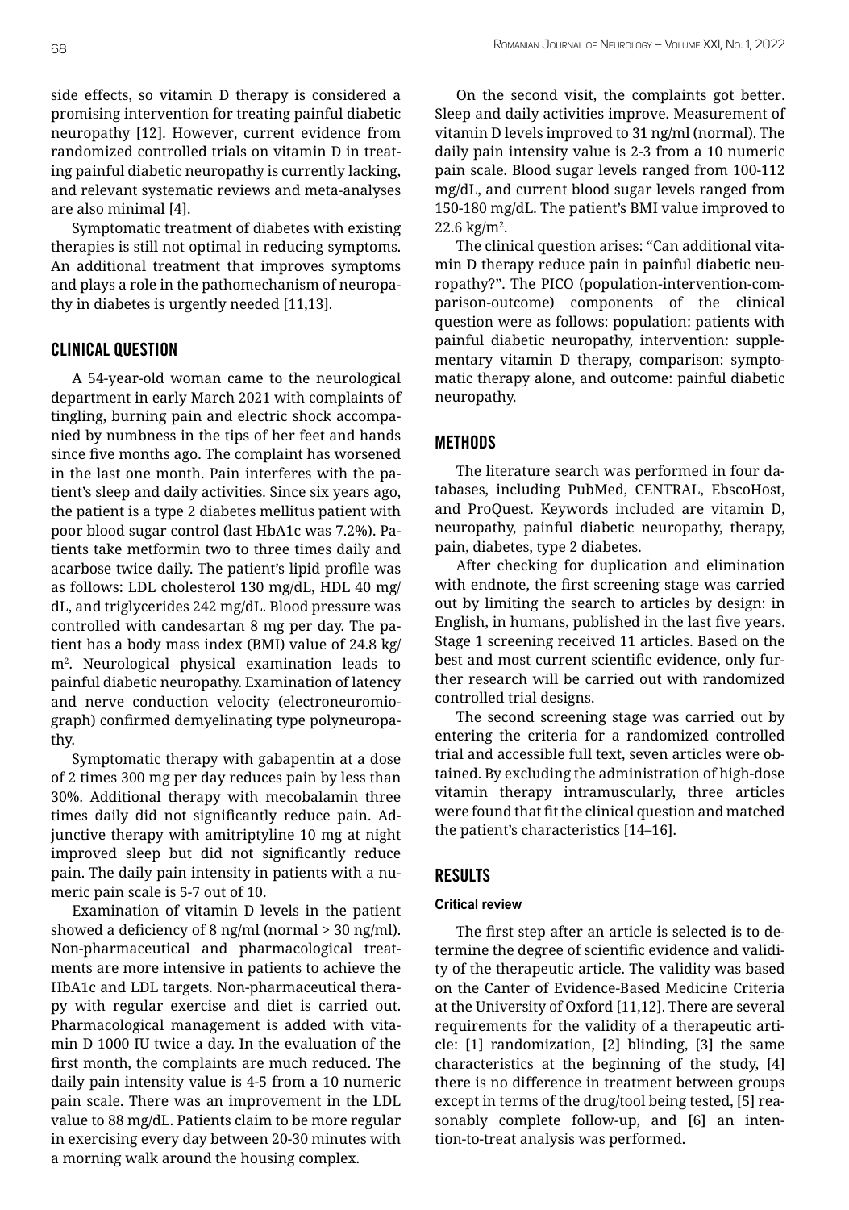side effects, so vitamin D therapy is considered a promising intervention for treating painful diabetic neuropathy [12]. However, current evidence from randomized controlled trials on vitamin D in treating painful diabetic neuropathy is currently lacking, and relevant systematic reviews and meta-analyses are also minimal [4].

Symptomatic treatment of diabetes with existing therapies is still not optimal in reducing symptoms. An additional treatment that improves symptoms and plays a role in the pathomechanism of neuropathy in diabetes is urgently needed [11,13].

## CLINICAL QUESTION

A 54-year-old woman came to the neurological department in early March 2021 with complaints of tingling, burning pain and electric shock accompanied by numbness in the tips of her feet and hands since five months ago. The complaint has worsened in the last one month. Pain interferes with the patient's sleep and daily activities. Since six years ago, the patient is a type 2 diabetes mellitus patient with poor blood sugar control (last HbA1c was 7.2%). Patients take metformin two to three times daily and acarbose twice daily. The patient's lipid profile was as follows: LDL cholesterol 130 mg/dL, HDL 40 mg/dL, and triglycerides 242 mg/dL. Blood pressure was controlled with candesartan 8 mg per day. The patient has a body mass index (BMI) value of 24.8 kg/m$^2$. Neurological physical examination leads to painful diabetic neuropathy. Examination of latency and nerve conduction velocity (electroneuromiograph) confirmed demyelinating type polyneuropathy.

Symptomatic therapy with gabapentin at a dose of 2 times 300 mg per day reduces pain by less than 30%. Additional therapy with mecobalamin three times daily did not significantly reduce pain. Adjunctive therapy with amitriptyline 10 mg at night improved sleep but did not significantly reduce pain. The daily pain intensity in patients with a numeric pain scale is 5-7 out of 10.

Examination of vitamin D levels in the patient showed a deficiency of 8 ng/ml (normal > 30 ng/ml). Non-pharmaceutical and pharmacological treatments are more intensive in patients to achieve the HbA1c and LDL targets. Non-pharmaceutical therapy with regular exercise and diet is carried out. Pharmacological management is added with vitamin D 1000 IU twice a day. In the evaluation of the first month, the complaints are much reduced. The daily pain intensity value is 4-5 from a 10 numeric pain scale. There was an improvement in the LDL value to 88 mg/dL. Patients claim to be more regular in exercising every day between 20-30 minutes with a morning walk around the housing complex.

On the second visit, the complaints got better. Sleep and daily activities improve. Measurement of vitamin D levels improved to 31 ng/ml (normal). The daily pain intensity value is 2-3 from a 10 numeric pain scale. Blood sugar levels ranged from 100-112 mg/dL, and current blood sugar levels ranged from 150-180 mg/dL. The patient's BMI value improved to 22.6 kg/m$^2$.

The clinical question arises: "Can additional vitamin D therapy reduce pain in painful diabetic neuropathy?". The PICO (population-intervention-comparison-outcome) components of the clinical question were as follows: population: patients with painful diabetic neuropathy, intervention: supplementary vitamin D therapy, comparison: symptomatic therapy alone, and outcome: painful diabetic neuropathy.

## METHODS

The literature search was performed in four databases, including PubMed, CENTRAL, EbscoHost, and ProQuest. Keywords included are vitamin D, neuropathy, painful diabetic neuropathy, therapy, pain, diabetes, type 2 diabetes.

After checking for duplication and elimination with endnote, the first screening stage was carried out by limiting the search to articles by design: in English, in humans, published in the last five years. Stage 1 screening received 11 articles. Based on the best and most current scientific evidence, only further research will be carried out with randomized controlled trial designs.

The second screening stage was carried out by entering the criteria for a randomized controlled trial and accessible full text, seven articles were obtained. By excluding the administration of high-dose vitamin therapy intramuscularly, three articles were found that fit the clinical question and matched the patient's characteristics [14–16].

## RESULTS

### Critical review

The first step after an article is selected is to determine the degree of scientific evidence and validity of the therapeutic article. The validity was based on the Canter of Evidence-Based Medicine Criteria at the University of Oxford [11,12]. There are several requirements for the validity of a therapeutic article: [1] randomization, [2] blinding, [3] the same characteristics at the beginning of the study, [4] there is no difference in treatment between groups except in terms of the drug/tool being tested, [5] reasonably complete follow-up, and [6] an intention-to-treat analysis was performed.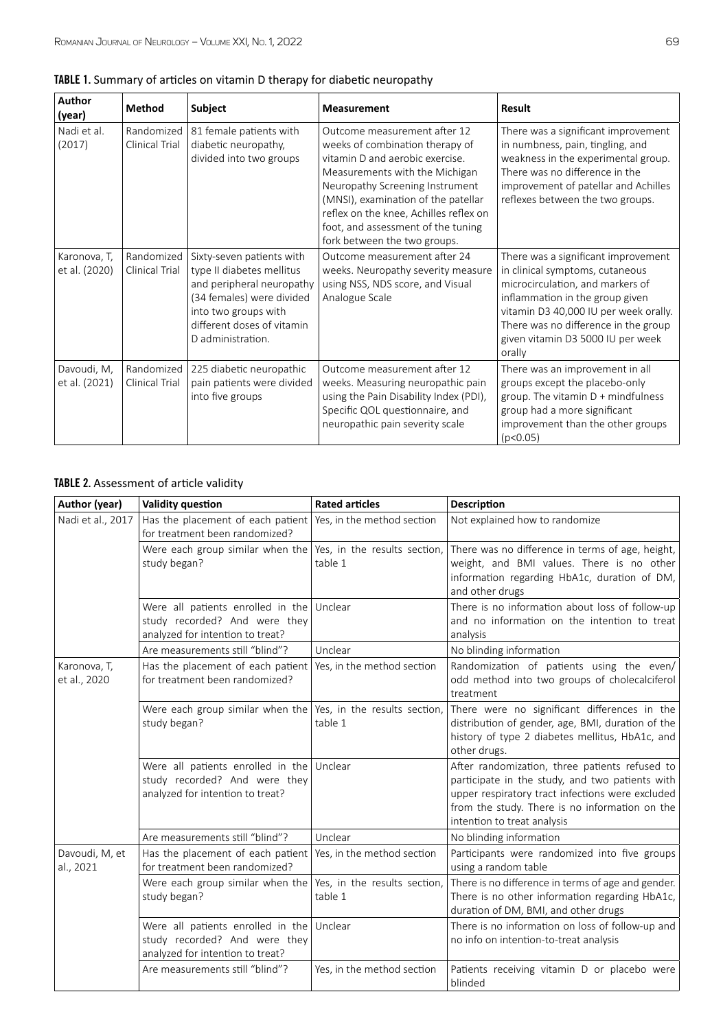**TABLE 1.** Summary of articles on vitamin D therapy for diabetic neuropathy

| Author (year) | Method | Subject | Measurement | Result |
|---|---|---|---|---|
| Nadi et al. (2017) | Randomized Clinical Trial | 81 female patients with diabetic neuropathy, divided into two groups | Outcome measurement after 12 weeks of combination therapy of vitamin D and aerobic exercise. Measurements with the Michigan Neuropathy Screening Instrument (MNSI), examination of the patellar reflex on the knee, Achilles reflex on foot, and assessment of the tuning fork between the two groups. | There was a significant improvement in numbness, pain, tingling, and weakness in the experimental group. There was no difference in the improvement of patellar and Achilles reflexes between the two groups. |
| Karonova, T, et al. (2020) | Randomized Clinical Trial | Sixty-seven patients with type II diabetes mellitus and peripheral neuropathy (34 females) were divided into two groups with different doses of vitamin D administration. | Outcome measurement after 24 weeks. Neuropathy severity measure using NSS, NDS score, and Visual Analogue Scale | There was a significant improvement in clinical symptoms, cutaneous microcirculation, and markers of inflammation in the group given vitamin D3 40,000 IU per week orally. There was no difference in the group given vitamin D3 5000 IU per week orally |
| Davoudi, M, et al. (2021) | Randomized Clinical Trial | 225 diabetic neuropathic pain patients were divided into five groups | Outcome measurement after 12 weeks. Measuring neuropathic pain using the Pain Disability Index (PDI), Specific QOL questionnaire, and neuropathic pain severity scale | There was an improvement in all groups except the placebo-only group. The vitamin D + mindfulness group had a more significant improvement than the other groups ($p<0.05$) |

**TABLE 2.** Assessment of article validity

| Author (year) | Validity question | Rated articles | Description |
|---|---|---|---|
| Nadi et al., 2017 | Has the placement of each patient for treatment been randomized? | Yes, in the method section | Not explained how to randomize |
| | Were each group similar when the study began? | Yes, in the results section, table 1 | There was no difference in terms of age, height, weight, and BMI values. There is no other information regarding HbA1c, duration of DM, and other drugs |
| | Were all patients enrolled in the study recorded? And were they analyzed for intention to treat? | Unclear | There is no information about loss of follow-up and no information on the intention to treat analysis |
| | Are measurements still "blind"? | Unclear | No blinding information |
| Karonova, T, et al., 2020 | Has the placement of each patient for treatment been randomized? | Yes, in the method section | Randomization of patients using the even/odd method into two groups of cholecalciferol treatment |
| | Were each group similar when the study began? | Yes, in the results section, table 1 | There were no significant differences in the distribution of gender, age, BMI, duration of the history of type 2 diabetes mellitus, HbA1c, and other drugs. |
| | Were all patients enrolled in the study recorded? And were they analyzed for intention to treat? | Unclear | After randomization, three patients refused to participate in the study, and two patients with upper respiratory tract infections were excluded from the study. There is no information on the intention to treat analysis |
| | Are measurements still "blind"? | Unclear | No blinding information |
| Davoudi, M, et al., 2021 | Has the placement of each patient for treatment been randomized? | Yes, in the method section | Participants were randomized into five groups using a random table |
| | Were each group similar when the study began? | Yes, in the results section, table 1 | There is no difference in terms of age and gender. There is no other information regarding HbA1c, duration of DM, BMI, and other drugs |
| | Were all patients enrolled in the study recorded? And were they analyzed for intention to treat? | Unclear | There is no information on loss of follow-up and no info on intention-to-treat analysis |
| | Are measurements still "blind"? | Yes, in the method section | Patients receiving vitamin D or placebo were blinded |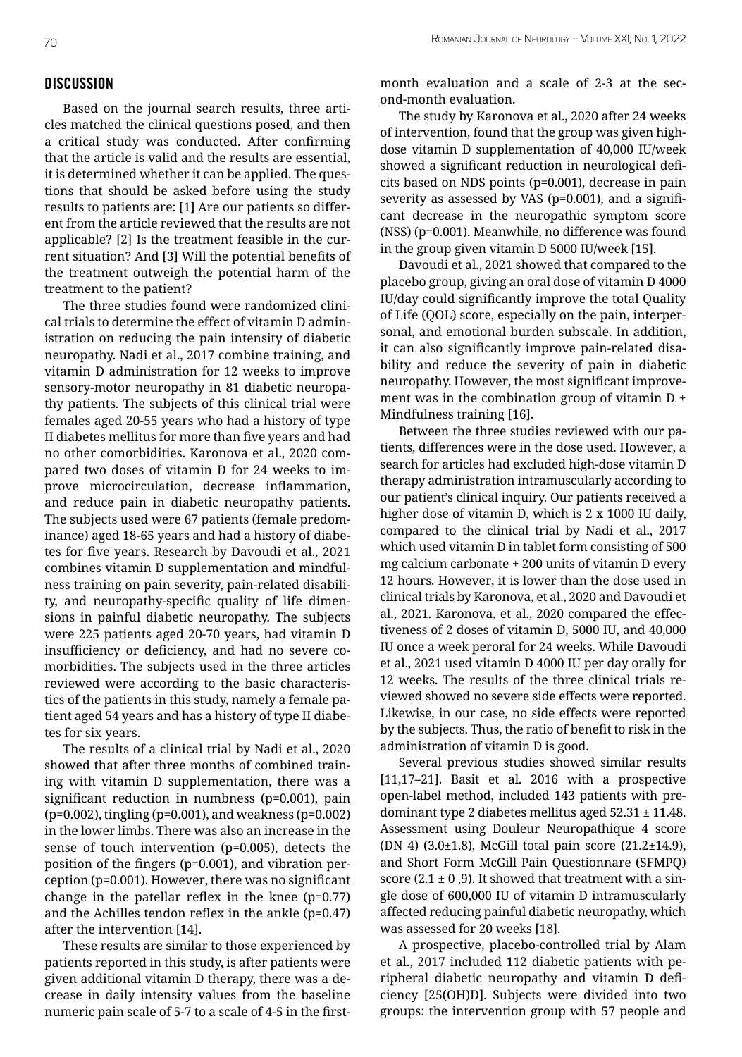## DISCUSSION

Based on the journal search results, three articles matched the clinical questions posed, and then a critical study was conducted. After confirming that the article is valid and the results are essential, it is determined whether it can be applied. The questions that should be asked before using the study results to patients are: [1] Are our patients so different from the article reviewed that the results are not applicable? [2] Is the treatment feasible in the current situation? And [3] Will the potential benefits of the treatment outweigh the potential harm of the treatment to the patient?

The three studies found were randomized clinical trials to determine the effect of vitamin D administration on reducing the pain intensity of diabetic neuropathy. Nadi et al., 2017 combine training, and vitamin D administration for 12 weeks to improve sensory-motor neuropathy in 81 diabetic neuropathy patients. The subjects of this clinical trial were females aged 20-55 years who had a history of type II diabetes mellitus for more than five years and had no other comorbidities. Karonova et al., 2020 compared two doses of vitamin D for 24 weeks to improve microcirculation, decrease inflammation, and reduce pain in diabetic neuropathy patients. The subjects used were 67 patients (female predominance) aged 18-65 years and had a history of diabetes for five years. Research by Davoudi et al., 2021 combines vitamin D supplementation and mindfulness training on pain severity, pain-related disability, and neuropathy-specific quality of life dimensions in painful diabetic neuropathy. The subjects were 225 patients aged 20-70 years, had vitamin D insufficiency or deficiency, and had no severe comorbidities. The subjects used in the three articles reviewed were according to the basic characteristics of the patients in this study, namely a female patient aged 54 years and has a history of type II diabetes for six years.

The results of a clinical trial by Nadi et al., 2020 showed that after three months of combined training with vitamin D supplementation, there was a significant reduction in numbness ($p=0.001$), pain ($p=0.002$), tingling ($p=0.001$), and weakness ($p=0.002$) in the lower limbs. There was also an increase in the sense of touch intervention ($p=0.005$), detects the position of the fingers ($p=0.001$), and vibration perception ($p=0.001$). However, there was no significant change in the patellar reflex in the knee ($p=0.77$) and the Achilles tendon reflex in the ankle ($p=0.47$) after the intervention [14].

These results are similar to those experienced by patients reported in this study, is after patients were given additional vitamin D therapy, there was a decrease in daily intensity values from the baseline numeric pain scale of 5-7 to a scale of 4-5 in the first-month evaluation and a scale of 2-3 at the second-month evaluation.

The study by Karonova et al., 2020 after 24 weeks of intervention, found that the group was given high-dose vitamin D supplementation of 40,000 IU/week showed a significant reduction in neurological deficits based on NDS points ($p=0.001$), decrease in pain severity as assessed by VAS ($p=0.001$), and a significant decrease in the neuropathic symptom score (NSS) ($p=0.001$). Meanwhile, no difference was found in the group given vitamin D 5000 IU/week [15].

Davoudi et al., 2021 showed that compared to the placebo group, giving an oral dose of vitamin D 4000 IU/day could significantly improve the total Quality of Life (QOL) score, especially on the pain, interpersonal, and emotional burden subscale. In addition, it can also significantly improve pain-related disability and reduce the severity of pain in diabetic neuropathy. However, the most significant improvement was in the combination group of vitamin D + Mindfulness training [16].

Between the three studies reviewed with our patients, differences were in the dose used. However, a search for articles had excluded high-dose vitamin D therapy administration intramuscularly according to our patient's clinical inquiry. Our patients received a higher dose of vitamin D, which is 2 x 1000 IU daily, compared to the clinical trial by Nadi et al., 2017 which used vitamin D in tablet form consisting of 500 mg calcium carbonate + 200 units of vitamin D every 12 hours. However, it is lower than the dose used in clinical trials by Karonova, et al., 2020 and Davoudi et al., 2021. Karonova, et al., 2020 compared the effectiveness of 2 doses of vitamin D, 5000 IU, and 40,000 IU once a week peroral for 24 weeks. While Davoudi et al., 2021 used vitamin D 4000 IU per day orally for 12 weeks. The results of the three clinical trials reviewed showed no severe side effects were reported. Likewise, in our case, no side effects were reported by the subjects. Thus, the ratio of benefit to risk in the administration of vitamin D is good.

Several previous studies showed similar results [11,17–21]. Basit et al. 2016 with a prospective open-label method, included 143 patients with predominant type 2 diabetes mellitus aged $52.31 \pm 11.48$. Assessment using Douleur Neuropathique 4 score (DN 4) ($3.0\pm1.8$), McGill total pain score ($21.2\pm14.9$), and Short Form McGill Pain Questionnare (SFMPQ) score ($2.1 \pm 0,9$). It showed that treatment with a single dose of 600,000 IU of vitamin D intramuscularly affected reducing painful diabetic neuropathy, which was assessed for 20 weeks [18].

A prospective, placebo-controlled trial by Alam et al., 2017 included 112 diabetic patients with peripheral diabetic neuropathy and vitamin D deficiency [25(OH)D]. Subjects were divided into two groups: the intervention group with 57 people and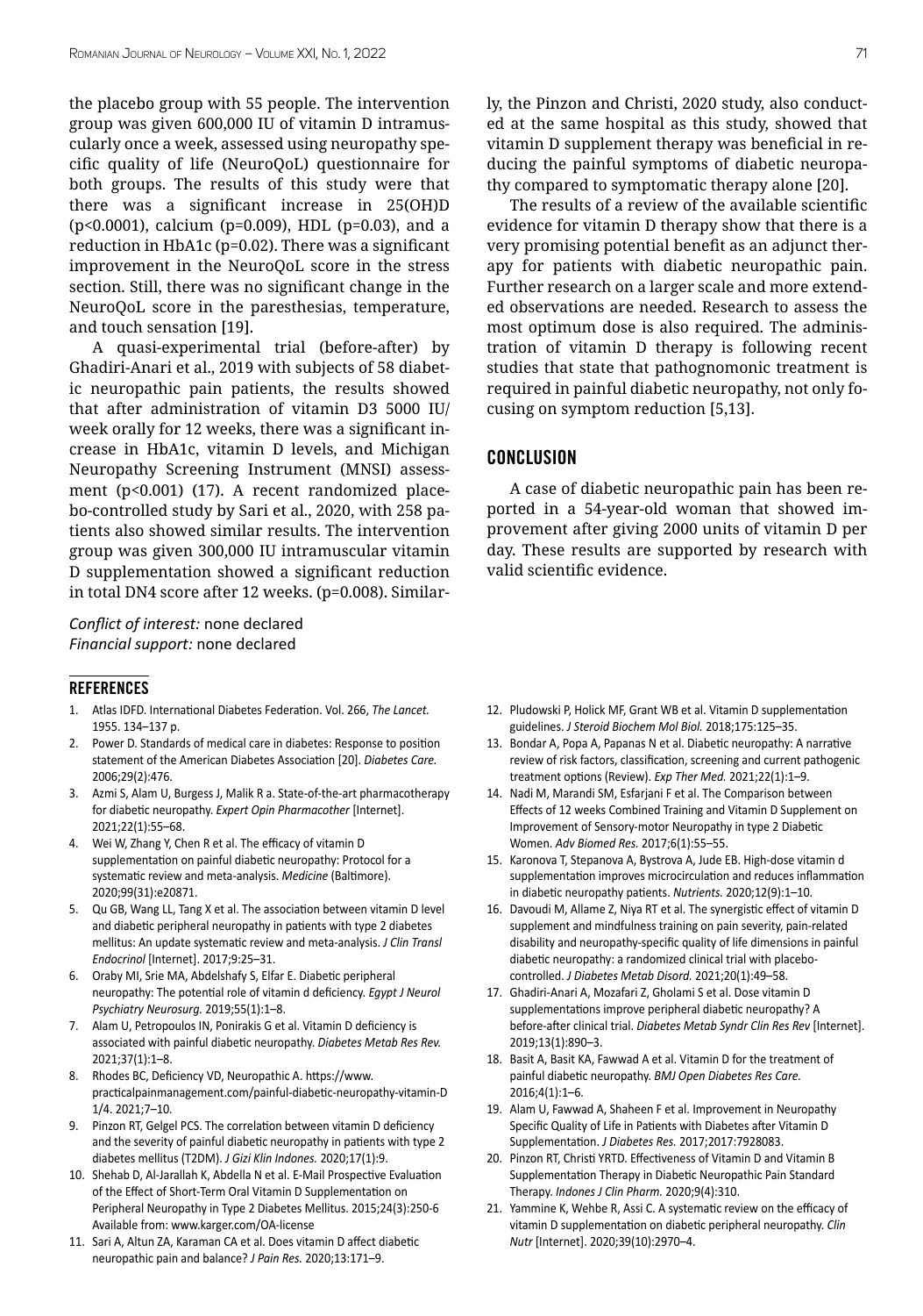the placebo group with 55 people. The intervention group was given 600,000 IU of vitamin D intramuscularly once a week, assessed using neuropathy specific quality of life (NeuroQoL) questionnaire for both groups. The results of this study were that there was a significant increase in 25(OH)D ($p<0.0001$), calcium ($p=0.009$), HDL ($p=0.03$), and a reduction in HbA1c ($p=0.02$). There was a significant improvement in the NeuroQoL score in the stress section. Still, there was no significant change in the NeuroQoL score in the paresthesias, temperature, and touch sensation [19].

A quasi-experimental trial (before-after) by Ghadiri-Anari et al., 2019 with subjects of 58 diabetic neuropathic pain patients, the results showed that after administration of vitamin D3 5000 IU/week orally for 12 weeks, there was a significant increase in HbA1c, vitamin D levels, and Michigan Neuropathy Screening Instrument (MNSI) assessment ($p<0.001$) (17). A recent randomized placebo-controlled study by Sari et al., 2020, with 258 patients also showed similar results. The intervention group was given 300,000 IU intramuscular vitamin D supplementation showed a significant reduction in total DN4 score after 12 weeks. ($p=0.008$). Similarly, the Pinzon and Christi, 2020 study, also conducted at the same hospital as this study, showed that vitamin D supplement therapy was beneficial in reducing the painful symptoms of diabetic neuropathy compared to symptomatic therapy alone [20].

The results of a review of the available scientific evidence for vitamin D therapy show that there is a very promising potential benefit as an adjunct therapy for patients with diabetic neuropathic pain. Further research on a larger scale and more extended observations are needed. Research to assess the most optimum dose is also required. The administration of vitamin D therapy is following recent studies that state that pathognomonic treatment is required in painful diabetic neuropathy, not only focusing on symptom reduction [5,13].

## CONCLUSION

A case of diabetic neuropathic pain has been reported in a 54-year-old woman that showed improvement after giving 2000 units of vitamin D per day. These results are supported by research with valid scientific evidence.

*Conflict of interest:* none declared
*Financial support:* none declared

## REFERENCES

1. Atlas IDFD. International Diabetes Federation. Vol. 266, *The Lancet.* 1955. 134–137 p.
2. Power D. Standards of medical care in diabetes: Response to position statement of the American Diabetes Association [20]. *Diabetes Care.* 2006;29(2):476.
3. Azmi S, Alam U, Burgess J, Malik R a. State-of-the-art pharmacotherapy for diabetic neuropathy. *Expert Opin Pharmacother* [Internet]. 2021;22(1):55–68.
4. Wei W, Zhang Y, Chen R et al. The efficacy of vitamin D supplementation on painful diabetic neuropathy: Protocol for a systematic review and meta-analysis. *Medicine* (Baltimore). 2020;99(31):e20871.
5. Qu GB, Wang LL, Tang X et al. The association between vitamin D level and diabetic peripheral neuropathy in patients with type 2 diabetes mellitus: An update systematic review and meta-analysis. *J Clin Transl Endocrinol* [Internet]. 2017;9:25–31.
6. Oraby MI, Srie MA, Abdelshafy S, Elfar E. Diabetic peripheral neuropathy: The potential role of vitamin d deficiency. *Egypt J Neurol Psychiatry Neurosurg.* 2019;55(1):1–8.
7. Alam U, Petropoulos IN, Ponirakis G et al. Vitamin D deficiency is associated with painful diabetic neuropathy. *Diabetes Metab Res Rev.* 2021;37(1):1–8.
8. Rhodes BC, Deficiency VD, Neuropathic A. https://www.practicalpainmanagement.com/painful-diabetic-neuropathy-vitamin-D 1/4. 2021;7–10.
9. Pinzon RT, Gelgel PCS. The correlation between vitamin D deficiency and the severity of painful diabetic neuropathy in patients with type 2 diabetes mellitus (T2DM). *J Gizi Klin Indones.* 2020;17(1):9.
10. Shehab D, Al-Jarallah K, Abdella N et al. E-Mail Prospective Evaluation of the Effect of Short-Term Oral Vitamin D Supplementation on Peripheral Neuropathy in Type 2 Diabetes Mellitus. 2015;24(3):250-6 Available from: www.karger.com/OA-license
11. Sari A, Altun ZA, Karaman CA et al. Does vitamin D affect diabetic neuropathic pain and balance? *J Pain Res.* 2020;13:171–9.
12. Pludowski P, Holick MF, Grant WB et al. Vitamin D supplementation guidelines. *J Steroid Biochem Mol Biol.* 2018;175:125–35.
13. Bondar A, Popa A, Papanas N et al. Diabetic neuropathy: A narrative review of risk factors, classification, screening and current pathogenic treatment options (Review). *Exp Ther Med.* 2021;22(1):1–9.
14. Nadi M, Marandi SM, Esfarjani F et al. The Comparison between Effects of 12 weeks Combined Training and Vitamin D Supplement on Improvement of Sensory-motor Neuropathy in type 2 Diabetic Women. *Adv Biomed Res.* 2017;6(1):55–55.
15. Karonova T, Stepanova A, Bystrova A, Jude EB. High-dose vitamin d supplementation improves microcirculation and reduces inflammation in diabetic neuropathy patients. *Nutrients.* 2020;12(9):1–10.
16. Davoudi M, Allame Z, Niya RT et al. The synergistic effect of vitamin D supplement and mindfulness training on pain severity, pain-related disability and neuropathy-specific quality of life dimensions in painful diabetic neuropathy: a randomized clinical trial with placebo-controlled. *J Diabetes Metab Disord.* 2021;20(1):49–58.
17. Ghadiri-Anari A, Mozafari Z, Gholami S et al. Dose vitamin D supplementations improve peripheral diabetic neuropathy? A before-after clinical trial. *Diabetes Metab Syndr Clin Res Rev* [Internet]. 2019;13(1):890–3.
18. Basit A, Basit KA, Fawwad A et al. Vitamin D for the treatment of painful diabetic neuropathy. *BMJ Open Diabetes Res Care.* 2016;4(1):1–6.
19. Alam U, Fawwad A, Shaheen F et al. Improvement in Neuropathy Specific Quality of Life in Patients with Diabetes after Vitamin D Supplementation. *J Diabetes Res.* 2017;2017:7928083.
20. Pinzon RT, Christi YRTD. Effectiveness of Vitamin D and Vitamin B Supplementation Therapy in Diabetic Neuropathic Pain Standard Therapy. *Indones J Clin Pharm.* 2020;9(4):310.
21. Yammine K, Wehbe R, Assi C. A systematic review on the efficacy of vitamin D supplementation on diabetic peripheral neuropathy. *Clin Nutr* [Internet]. 2020;39(10):2970–4.